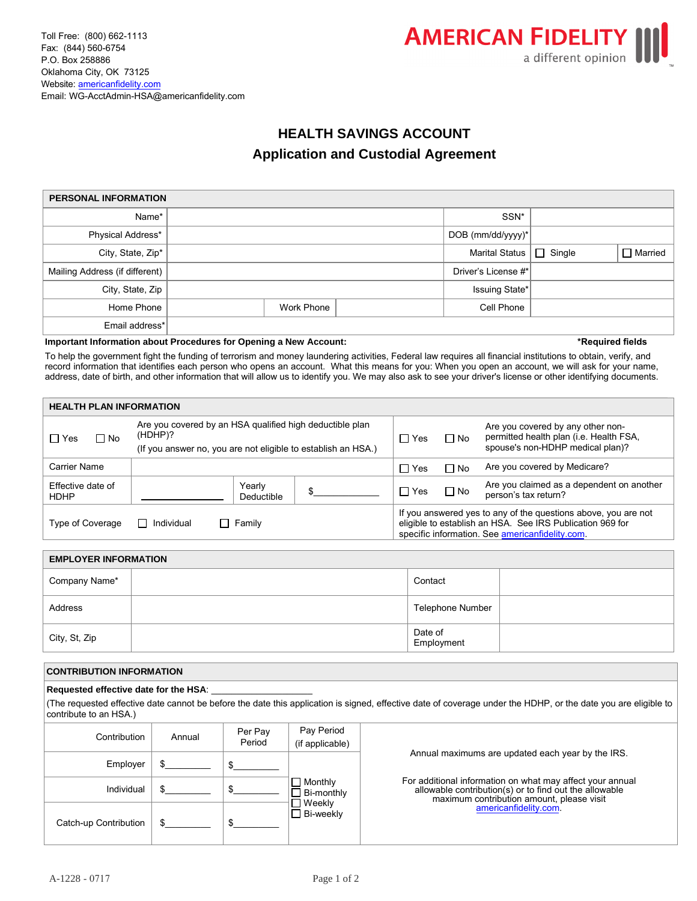Toll Free: (800) 662-1113
Fax: (844) 560-6754
P.O. Box 258886
Oklahoma City, OK 73125
Website: americanfidelity.com
Email: WG-AcctAdmin-HSA@americanfidelity.com

AMERICAN FIDELITY
a different opinion

# HEALTH SAVINGS ACCOUNT
## Application and Custodial Agreement

| PERSONAL INFORMATION | | | | | |
|---|---|---|---|---|---|
| Name* | | | SSN* | | |
| Physical Address* | | | DOB (mm/dd/yyyy)* | | |
| City, State, Zip* | | | Marital Status | ☐ Single | ☐ Married |
| Mailing Address (if different) | | | Driver's License #* | | |
| City, State, Zip | | | Issuing State* | | |
| Home Phone | | Work Phone | Cell Phone | | |
| Email address* | | | | | |

**Important Information about Procedures for Opening a New Account:** **\*Required fields**

To help the government fight the funding of terrorism and money laundering activities, Federal law requires all financial institutions to obtain, verify, and record information that identifies each person who opens an account. What this means for you: When you open an account, we will ask for your name, address, date of birth, and other information that will allow us to identify you. We may also ask to see your driver's license or other identifying documents.

| HEALTH PLAN INFORMATION | | | | | |
|---|---|---|---|---|---|
| ☐ Yes ☐ No | Are you covered by an HSA qualified high deductible plan (HDHP)? (If you answer no, you are not eligible to establish an HSA.) | | | ☐ Yes ☐ No | Are you covered by any other non-permitted health plan (i.e. Health FSA, spouse's non-HDHP medical plan)? |
| Carrier Name | | | | ☐ Yes ☐ No | Are you covered by Medicare? |
| Effective date of HDHP | ____________ | Yearly Deductible | $____________ | ☐ Yes ☐ No | Are you claimed as a dependent on another person's tax return? |
| Type of Coverage | ☐ Individual | ☐ Family | | If you answered yes to any of the questions above, you are not eligible to establish an HSA. See IRS Publication 969 for specific information. See americanfidelity.com. | |

| EMPLOYER INFORMATION | | | |
|---|---|---|---|
| Company Name* | | Contact | |
| Address | | Telephone Number | |
| City, St, Zip | | Date of Employment | |

**CONTRIBUTION INFORMATION**

**Requested effective date for the HSA**: ____________________

(The requested effective date cannot be before the date this application is signed, effective date of coverage under the HDHP, or the date you are eligible to contribute to an HSA.)

| Contribution | Annual | Per Pay Period | Pay Period (if applicable) | |
|---|---|---|---|---|
| Employer | $_________ | $_________ | ☐ Monthly ☐ Bi-monthly ☐ Weekly ☐ Bi-weekly | Annual maximums are updated each year by the IRS. For additional information on what may affect your annual allowable contribution(s) or to find out the allowable maximum contribution amount, please visit americanfidelity.com. |
| Individual | $_________ | $_________ | | |
| Catch-up Contribution | $_________ | $_________ | | |

A-1228 - 0717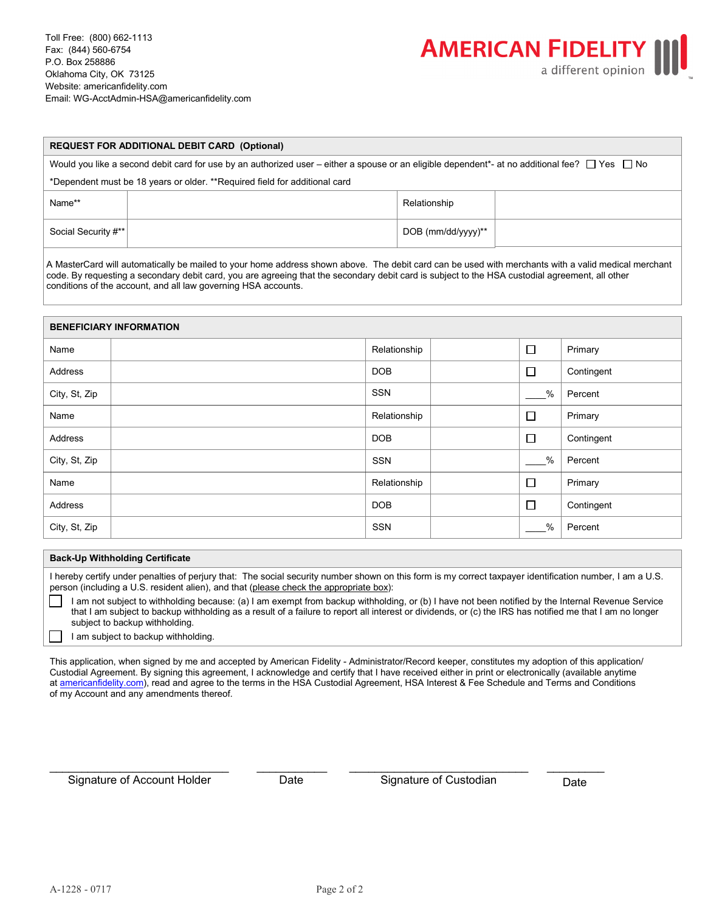Toll Free: (800) 662-1113
Fax: (844) 560-6754
P.O. Box 258886
Oklahoma City, OK 73125
Website: americanfidelity.com
Email: WG-AcctAdmin-HSA@americanfidelity.com

**AMERICAN FIDELITY**
a different opinion

## REQUEST FOR ADDITIONAL DEBIT CARD (Optional)

Would you like a second debit card for use by an authorized user – either a spouse or an eligible dependent*- at no additional fee? ☐ Yes ☐ No

*Dependent must be 18 years or older. **Required field for additional card

| | | | |
|---|---|---|---|
| Name** | | Relationship | |
| Social Security #** | | DOB (mm/dd/yyyy)** | |

A MasterCard will automatically be mailed to your home address shown above. The debit card can be used with merchants with a valid medical merchant code. By requesting a secondary debit card, you are agreeing that the secondary debit card is subject to the HSA custodial agreement, all other conditions of the account, and all law governing HSA accounts.

## BENEFICIARY INFORMATION

| | | | | | |
|---|---|---|---|---|---|
| Name | | Relationship | | ☐ | Primary |
| Address | | DOB | | ☐ | Contingent |
| City, St, Zip | | SSN | | ____% | Percent |
| Name | | Relationship | | ☐ | Primary |
| Address | | DOB | | ☐ | Contingent |
| City, St, Zip | | SSN | | ____% | Percent |
| Name | | Relationship | | ☐ | Primary |
| Address | | DOB | | ☐ | Contingent |
| City, St, Zip | | SSN | | ____% | Percent |

## Back-Up Withholding Certificate

I hereby certify under penalties of perjury that: The social security number shown on this form is my correct taxpayer identification number, I am a U.S. person (including a U.S. resident alien), and that (please check the appropriate box):

☐ I am not subject to withholding because: (a) I am exempt from backup withholding, or (b) I have not been notified by the Internal Revenue Service that I am subject to backup withholding as a result of a failure to report all interest or dividends, or (c) the IRS has notified me that I am no longer subject to backup withholding.

☐ I am subject to backup withholding.

This application, when signed by me and accepted by American Fidelity - Administrator/Record keeper, constitutes my adoption of this application/ Custodial Agreement. By signing this agreement, I acknowledge and certify that I have received either in print or electronically (available anytime at americanfidelity.com), read and agree to the terms in the HSA Custodial Agreement, HSA Interest & Fee Schedule and Terms and Conditions of my Account and any amendments thereof.

_____________________________ Signature of Account Holder

___________ Date

_____________________________ Signature of Custodian

___________ Date

A-1228 - 0717